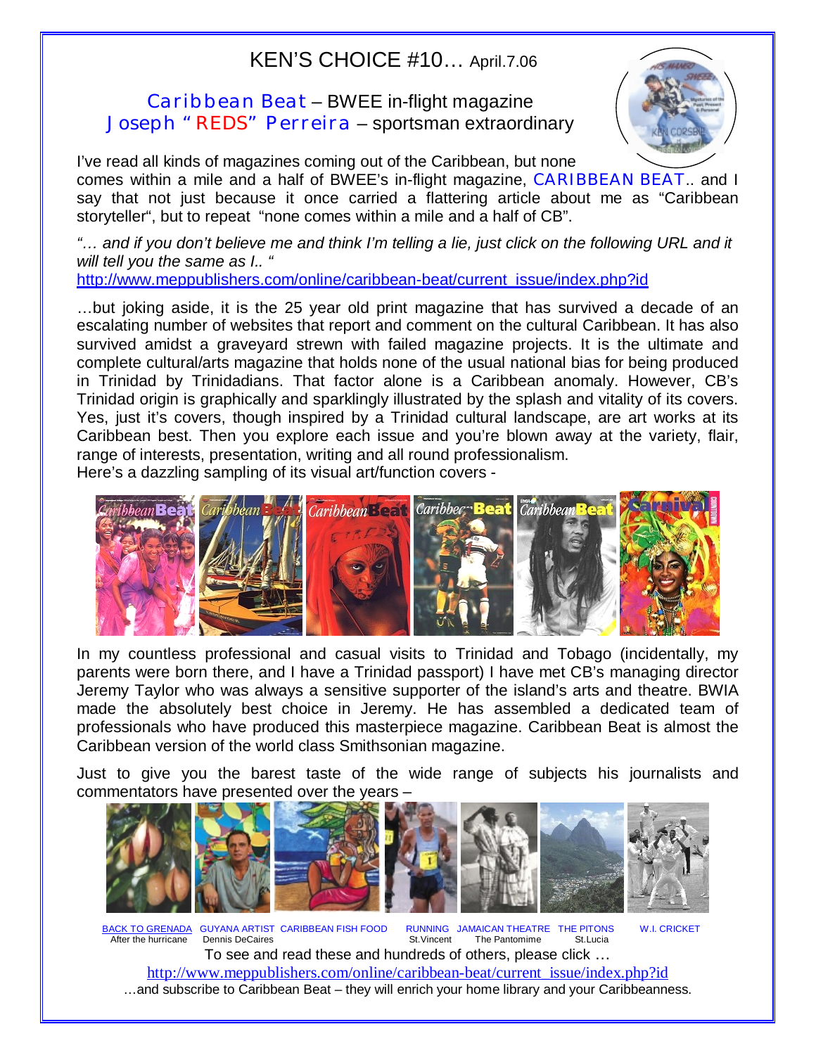# KEN'S CHOICE #10… April.7.06

## Caribbean Beat – BWEE in-flight magazine
## Joseph "REDS" Perreira – sportsman extraordinary

I've read all kinds of magazines coming out of the Caribbean, but none comes within a mile and a half of BWEE's in-flight magazine, CARIBBEAN BEAT.. and I say that not just because it once carried a flattering article about me as "Caribbean storyteller", but to repeat "none comes within a mile and a half of CB".

*"… and if you don't believe me and think I'm telling a lie, just click on the following URL and it will tell you the same as I.. "*
http://www.meppublishers.com/online/caribbean-beat/current_issue/index.php?id

…but joking aside, it is the 25 year old print magazine that has survived a decade of an escalating number of websites that report and comment on the cultural Caribbean. It has also survived amidst a graveyard strewn with failed magazine projects. It is the ultimate and complete cultural/arts magazine that holds none of the usual national bias for being produced in Trinidad by Trinidadians. That factor alone is a Caribbean anomaly. However, CB's Trinidad origin is graphically and sparklingly illustrated by the splash and vitality of its covers. Yes, just it's covers, though inspired by a Trinidad cultural landscape, are art works at its Caribbean best. Then you explore each issue and you're blown away at the variety, flair, range of interests, presentation, writing and all round professionalism.
Here's a dazzling sampling of its visual art/function covers -

In my countless professional and casual visits to Trinidad and Tobago (incidentally, my parents were born there, and I have a Trinidad passport) I have met CB's managing director Jeremy Taylor who was always a sensitive supporter of the island's arts and theatre. BWIA made the absolutely best choice in Jeremy. He has assembled a dedicated team of professionals who have produced this masterpiece magazine. Caribbean Beat is almost the Caribbean version of the world class Smithsonian magazine.

Just to give you the barest taste of the wide range of subjects his journalists and commentators have presented over the years –

BACK TO GRENADA After the hurricane | GUYANA ARTIST Dennis DeCaires | CARIBBEAN FISH FOOD | RUNNING St.Vincent | JAMAICAN THEATRE The Pantomime | THE PITONS St.Lucia | W.I. CRICKET

To see and read these and hundreds of others, please click …
http://www.meppublishers.com/online/caribbean-beat/current_issue/index.php?id
…and subscribe to Caribbean Beat – they will enrich your home library and your Caribbeanness.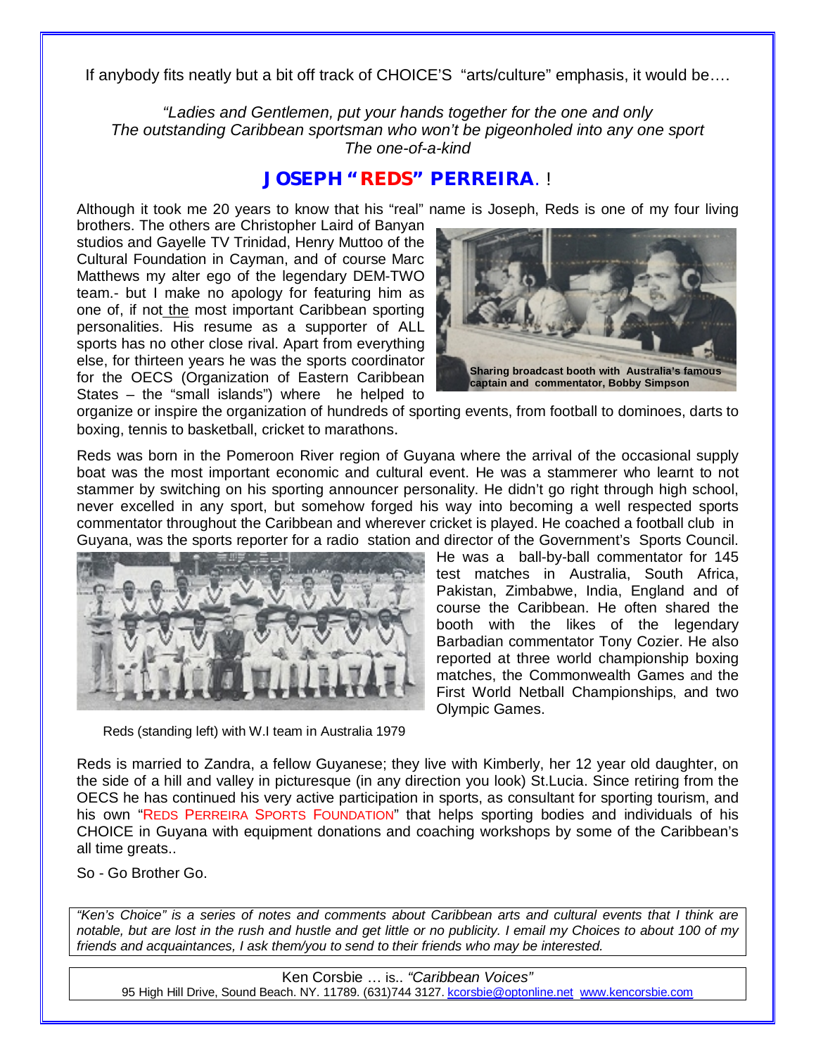If anybody fits neatly but a bit off track of CHOICE'S "arts/culture" emphasis, it would be….

*"Ladies and Gentlemen, put your hands together for the one and only*
*The outstanding Caribbean sportsman who won't be pigeonholed into any one sport*
*The one-of-a-kind*

## JOSEPH "REDS" PERREIRA. !

Although it took me 20 years to know that his "real" name is Joseph, Reds is one of my four living brothers. The others are Christopher Laird of Banyan studios and Gayelle TV Trinidad, Henry Muttoo of the Cultural Foundation in Cayman, and of course Marc Matthews my alter ego of the legendary DEM-TWO team.- but I make no apology for featuring him as one of, if not the most important Caribbean sporting personalities. His resume as a supporter of ALL sports has no other close rival. Apart from everything else, for thirteen years he was the sports coordinator for the OECS (Organization of Eastern Caribbean States – the "small islands") where he helped to organize or inspire the organization of hundreds of sporting events, from football to dominoes, darts to boxing, tennis to basketball, cricket to marathons.

**Sharing broadcast booth with Australia's famous captain and commentator, Bobby Simpson**

Reds was born in the Pomeroon River region of Guyana where the arrival of the occasional supply boat was the most important economic and cultural event. He was a stammerer who learnt to not stammer by switching on his sporting announcer personality. He didn't go right through high school, never excelled in any sport, but somehow forged his way into becoming a well respected sports commentator throughout the Caribbean and wherever cricket is played. He coached a football club in Guyana, was the sports reporter for a radio station and director of the Government's Sports Council. He was a ball-by-ball commentator for 145 test matches in Australia, South Africa, Pakistan, Zimbabwe, India, England and of course the Caribbean. He often shared the booth with the likes of the legendary Barbadian commentator Tony Cozier. He also reported at three world championship boxing matches, the Commonwealth Games and the First World Netball Championships, and two Olympic Games.

Reds (standing left) with W.I team in Australia 1979

Reds is married to Zandra, a fellow Guyanese; they live with Kimberly, her 12 year old daughter, on the side of a hill and valley in picturesque (in any direction you look) St.Lucia. Since retiring from the OECS he has continued his very active participation in sports, as consultant for sporting tourism, and his own "REDS PERREIRA SPORTS FOUNDATION" that helps sporting bodies and individuals of his CHOICE in Guyana with equipment donations and coaching workshops by some of the Caribbean's all time greats..

So - Go Brother Go.

*"Ken's Choice" is a series of notes and comments about Caribbean arts and cultural events that I think are notable, but are lost in the rush and hustle and get little or no publicity. I email my Choices to about 100 of my friends and acquaintances, I ask them/you to send to their friends who may be interested.*

Ken Corsbie … is.. *"Caribbean Voices"*
95 High Hill Drive, Sound Beach. NY. 11789. (631)744 3127. kcorsbie@optonline.net www.kencorsbie.com